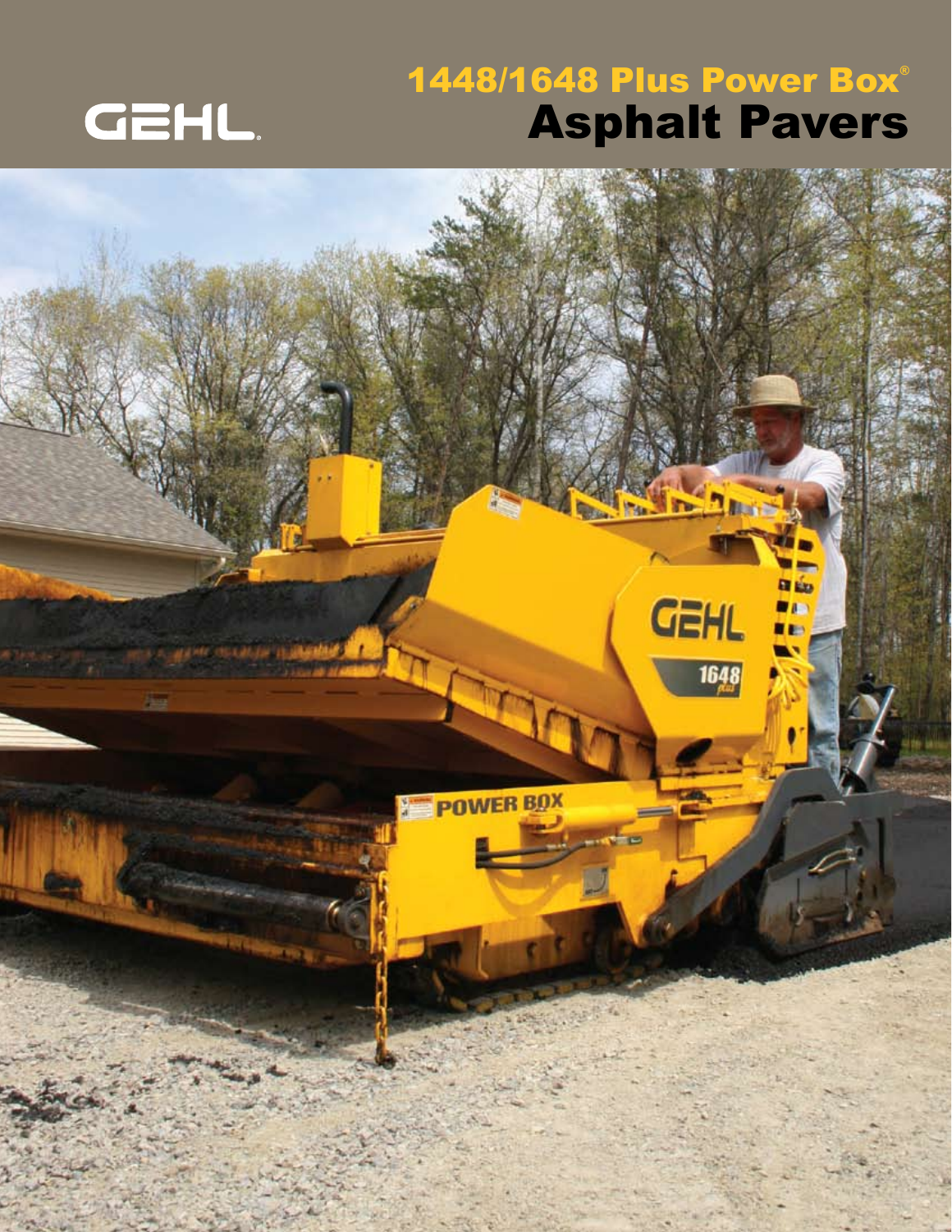GEHL

# 1448/1648 Plus Power Box®

# Asphalt Pavers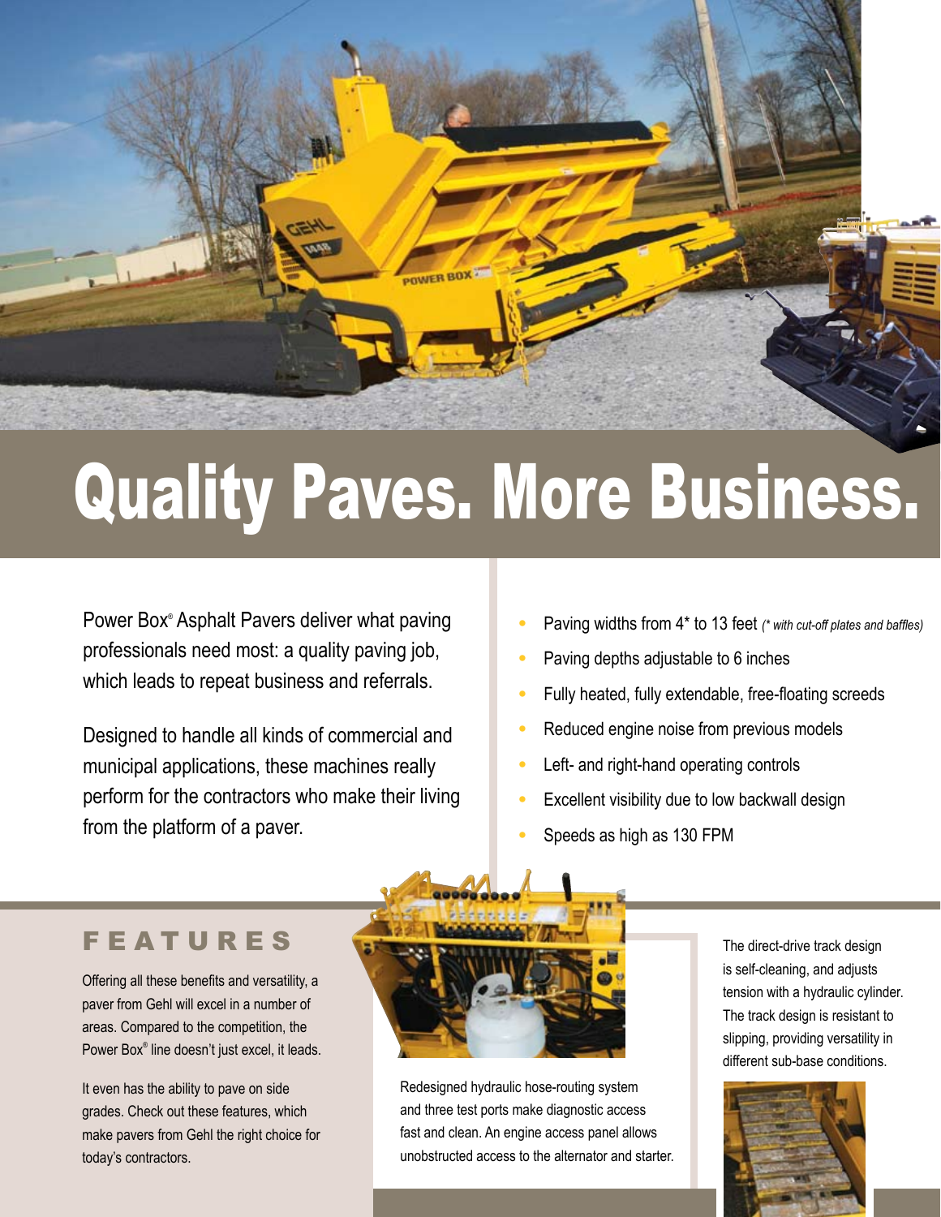# Quality Paves. More Business.

Power Box® Asphalt Pavers deliver what paving professionals need most: a quality paving job, which leads to repeat business and referrals.

Designed to handle all kinds of commercial and municipal applications, these machines really perform for the contractors who make their living from the platform of a paver.

- Paving widths from 4* to 13 feet *(* with cut-off plates and baffles)*
- Paving depths adjustable to 6 inches
- Fully heated, fully extendable, free-floating screeds
- Reduced engine noise from previous models
- Left- and right-hand operating controls
- Excellent visibility due to low backwall design
- Speeds as high as 130 FPM

## FEATURES

Offering all these benefits and versatility, a paver from Gehl will excel in a number of areas. Compared to the competition, the Power Box® line doesn't just excel, it leads.

It even has the ability to pave on side grades. Check out these features, which make pavers from Gehl the right choice for today's contractors.

Redesigned hydraulic hose-routing system and three test ports make diagnostic access fast and clean. An engine access panel allows unobstructed access to the alternator and starter.

The direct-drive track design is self-cleaning, and adjusts tension with a hydraulic cylinder. The track design is resistant to slipping, providing versatility in different sub-base conditions.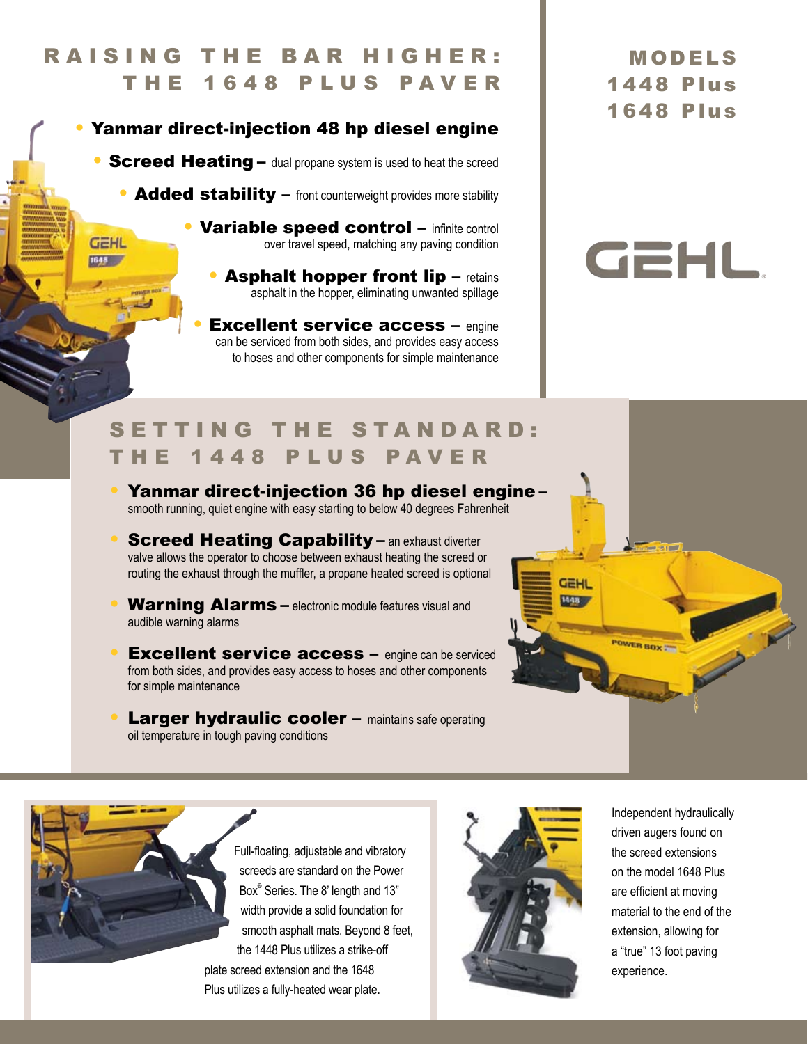# RAISING THE BAR HIGHER: THE 1648 PLUS PAVER

- **Yanmar direct-injection 48 hp diesel engine**
- **Screed Heating –** dual propane system is used to heat the screed
- **Added stability –** front counterweight provides more stability
- **Variable speed control –** infinite control over travel speed, matching any paving condition
- **Asphalt hopper front lip –** retains asphalt in the hopper, eliminating unwanted spillage
- **Excellent service access –** engine can be serviced from both sides, and provides easy access to hoses and other components for simple maintenance

## MODELS
## 1448 Plus
## 1648 Plus

GEHL

# SETTING THE STANDARD: THE 1448 PLUS PAVER

- **Yanmar direct-injection 36 hp diesel engine –** smooth running, quiet engine with easy starting to below 40 degrees Fahrenheit
- **Screed Heating Capability –** an exhaust diverter valve allows the operator to choose between exhaust heating the screed or routing the exhaust through the muffler, a propane heated screed is optional
- **Warning Alarms –** electronic module features visual and audible warning alarms
- **Excellent service access –** engine can be serviced from both sides, and provides easy access to hoses and other components for simple maintenance
- **Larger hydraulic cooler –** maintains safe operating oil temperature in tough paving conditions

Full-floating, adjustable and vibratory screeds are standard on the Power Box® Series. The 8' length and 13" width provide a solid foundation for smooth asphalt mats. Beyond 8 feet, the 1448 Plus utilizes a strike-off plate screed extension and the 1648 Plus utilizes a fully-heated wear plate.

Independent hydraulically driven augers found on the screed extensions on the model 1648 Plus are efficient at moving material to the end of the extension, allowing for a "true" 13 foot paving experience.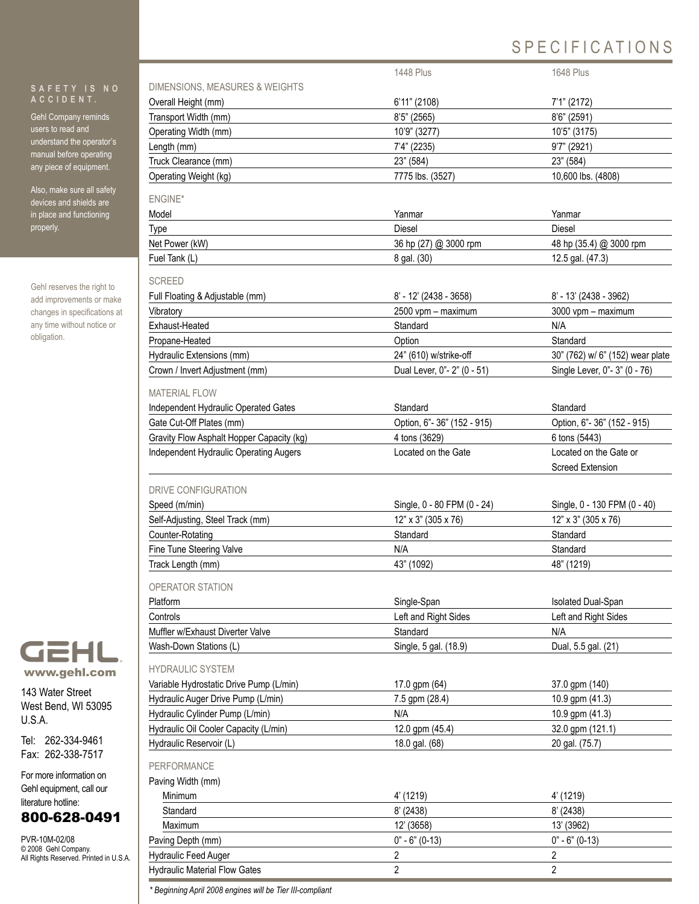# SPECIFICATIONS

**SAFETY IS NO ACCIDENT.**

Gehl Company reminds users to read and understand the operator's manual before operating any piece of equipment.

Also, make sure all safety devices and shields are in place and functioning properly.

Gehl reserves the right to add improvements or make changes in specifications at any time without notice or obligation.

| | 1448 Plus | 1648 Plus |
|---|---|---|
| **DIMENSIONS, MEASURES & WEIGHTS** | | |
| Overall Height (mm) | 6'11" (2108) | 7'1" (2172) |
| Transport Width (mm) | 8'5" (2565) | 8'6" (2591) |
| Operating Width (mm) | 10'9" (3277) | 10'5" (3175) |
| Length (mm) | 7'4" (2235) | 9'7" (2921) |
| Truck Clearance (mm) | 23" (584) | 23" (584) |
| Operating Weight (kg) | 7775 lbs. (3527) | 10,600 lbs. (4808) |
| **ENGINE*** | | |
| Model | Yanmar | Yanmar |
| Type | Diesel | Diesel |
| Net Power (kW) | 36 hp (27) @ 3000 rpm | 48 hp (35.4) @ 3000 rpm |
| Fuel Tank (L) | 8 gal. (30) | 12.5 gal. (47.3) |
| **SCREED** | | |
| Full Floating & Adjustable (mm) | 8' - 12' (2438 - 3658) | 8' - 13' (2438 - 3962) |
| Vibratory | 2500 vpm – maximum | 3000 vpm – maximum |
| Exhaust-Heated | Standard | N/A |
| Propane-Heated | Option | Standard |
| Hydraulic Extensions (mm) | 24" (610) w/strike-off | 30" (762) w/ 6" (152) wear plate |
| Crown / Invert Adjustment (mm) | Dual Lever, 0"- 2" (0 - 51) | Single Lever, 0"- 3" (0 - 76) |
| **MATERIAL FLOW** | | |
| Independent Hydraulic Operated Gates | Standard | Standard |
| Gate Cut-Off Plates (mm) | Option, 6"- 36" (152 - 915) | Option, 6"- 36" (152 - 915) |
| Gravity Flow Asphalt Hopper Capacity (kg) | 4 tons (3629) | 6 tons (5443) |
| Independent Hydraulic Operating Augers | Located on the Gate | Located on the Gate or Screed Extension |
| **DRIVE CONFIGURATION** | | |
| Speed (m/min) | Single, 0 - 80 FPM (0 - 24) | Single, 0 - 130 FPM (0 - 40) |
| Self-Adjusting, Steel Track (mm) | 12" x 3" (305 x 76) | 12" x 3" (305 x 76) |
| Counter-Rotating | Standard | Standard |
| Fine Tune Steering Valve | N/A | Standard |
| Track Length (mm) | 43" (1092) | 48" (1219) |
| **OPERATOR STATION** | | |
| Platform | Single-Span | Isolated Dual-Span |
| Controls | Left and Right Sides | Left and Right Sides |
| Muffler w/Exhaust Diverter Valve | Standard | N/A |
| Wash-Down Stations (L) | Single, 5 gal. (18.9) | Dual, 5.5 gal. (21) |
| **HYDRAULIC SYSTEM** | | |
| Variable Hydrostatic Drive Pump (L/min) | 17.0 gpm (64) | 37.0 gpm (140) |
| Hydraulic Auger Drive Pump (L/min) | 7.5 gpm (28.4) | 10.9 gpm (41.3) |
| Hydraulic Cylinder Pump (L/min) | N/A | 10.9 gpm (41.3) |
| Hydraulic Oil Cooler Capacity (L/min) | 12.0 gpm (45.4) | 32.0 gpm (121.1) |
| Hydraulic Reservoir (L) | 18.0 gal. (68) | 20 gal. (75.7) |
| **PERFORMANCE** | | |
| Paving Width (mm) | | |
| Minimum | 4' (1219) | 4' (1219) |
| Standard | 8' (2438) | 8' (2438) |
| Maximum | 12' (3658) | 13' (3962) |
| Paving Depth (mm) | 0" - 6" (0-13) | 0" - 6" (0-13) |
| Hydraulic Feed Auger | 2 | 2 |
| Hydraulic Material Flow Gates | 2 | 2 |

*\* Beginning April 2008 engines will be Tier III-compliant*

GEHL
www.gehl.com

143 Water Street
West Bend, WI 53095
U.S.A.

Tel: 262-334-9461
Fax: 262-338-7517

For more information on Gehl equipment, call our literature hotline:

**800-628-0491**

PVR-10M-02/08
© 2008 Gehl Company.
All Rights Reserved. Printed in U.S.A.